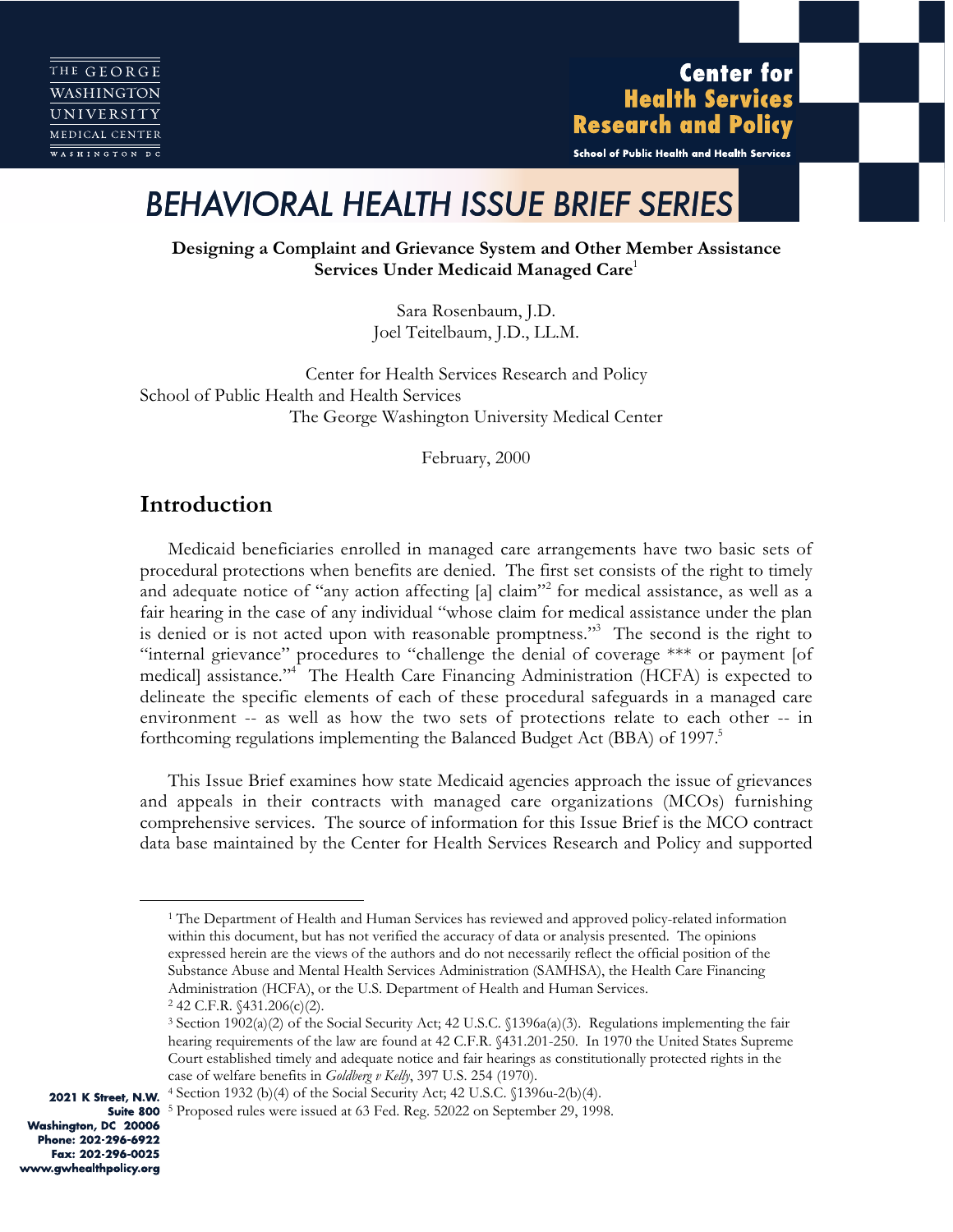THE GEORGE WASHINGTON UNIVERSITY MEDICAL CENTER
WASHINGTON DC

**Center for Health Services Research and Policy**
School of Public Health and Health Services

# BEHAVIORAL HEALTH ISSUE BRIEF SERIES

**Designing a Complaint and Grievance System and Other Member Assistance Services Under Medicaid Managed Care**[1]

Sara Rosenbaum, J.D.
Joel Teitelbaum, J.D., LL.M.

Center for Health Services Research and Policy
School of Public Health and Health Services
The George Washington University Medical Center

February, 2000

## Introduction

Medicaid beneficiaries enrolled in managed care arrangements have two basic sets of procedural protections when benefits are denied. The first set consists of the right to timely and adequate notice of "any action affecting [a] claim"[2] for medical assistance, as well as a fair hearing in the case of any individual "whose claim for medical assistance under the plan is denied or is not acted upon with reasonable promptness."[3] The second is the right to "internal grievance" procedures to "challenge the denial of coverage *** or payment [of medical] assistance."[4] The Health Care Financing Administration (HCFA) is expected to delineate the specific elements of each of these procedural safeguards in a managed care environment -- as well as how the two sets of protections relate to each other -- in forthcoming regulations implementing the Balanced Budget Act (BBA) of 1997.[5]

This Issue Brief examines how state Medicaid agencies approach the issue of grievances and appeals in their contracts with managed care organizations (MCOs) furnishing comprehensive services. The source of information for this Issue Brief is the MCO contract data base maintained by the Center for Health Services Research and Policy and supported

---

[1] The Department of Health and Human Services has reviewed and approved policy-related information within this document, but has not verified the accuracy of data or analysis presented. The opinions expressed herein are the views of the authors and do not necessarily reflect the official position of the Substance Abuse and Mental Health Services Administration (SAMHSA), the Health Care Financing Administration (HCFA), or the U.S. Department of Health and Human Services.

[2] 42 C.F.R. §431.206(c)(2).

[3] Section 1902(a)(2) of the Social Security Act; 42 U.S.C. §1396a(a)(3). Regulations implementing the fair hearing requirements of the law are found at 42 C.F.R. §431.201-250. In 1970 the United States Supreme Court established timely and adequate notice and fair hearings as constitutionally protected rights in the case of welfare benefits in *Goldberg v Kelly*, 397 U.S. 254 (1970).

[4] Section 1932 (b)(4) of the Social Security Act; 42 U.S.C. §1396u-2(b)(4).

[5] Proposed rules were issued at 63 Fed. Reg. 52022 on September 29, 1998.

2021 K Street, N.W.
Suite 800
Washington, DC 20006
Phone: 202-296-6922
Fax: 202-296-0025
www.gwhealthpolicy.org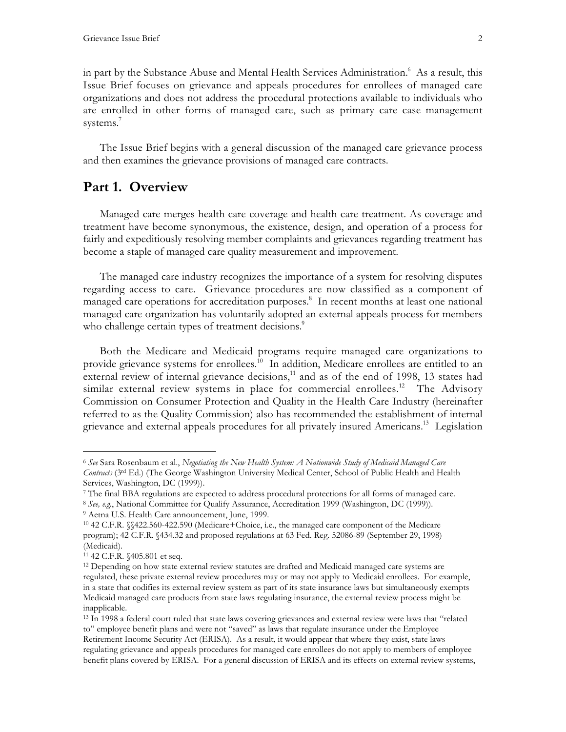in part by the Substance Abuse and Mental Health Services Administration.[6] As a result, this Issue Brief focuses on grievance and appeals procedures for enrollees of managed care organizations and does not address the procedural protections available to individuals who are enrolled in other forms of managed care, such as primary care case management systems.[7]

The Issue Brief begins with a general discussion of the managed care grievance process and then examines the grievance provisions of managed care contracts.

## Part 1. Overview

Managed care merges health care coverage and health care treatment. As coverage and treatment have become synonymous, the existence, design, and operation of a process for fairly and expeditiously resolving member complaints and grievances regarding treatment has become a staple of managed care quality measurement and improvement.

The managed care industry recognizes the importance of a system for resolving disputes regarding access to care. Grievance procedures are now classified as a component of managed care operations for accreditation purposes.[8] In recent months at least one national managed care organization has voluntarily adopted an external appeals process for members who challenge certain types of treatment decisions.[9]

Both the Medicare and Medicaid programs require managed care organizations to provide grievance systems for enrollees.[10] In addition, Medicare enrollees are entitled to an external review of internal grievance decisions,[11] and as of the end of 1998, 13 states had similar external review systems in place for commercial enrollees.[12] The Advisory Commission on Consumer Protection and Quality in the Health Care Industry (hereinafter referred to as the Quality Commission) also has recommended the establishment of internal grievance and external appeals procedures for all privately insured Americans.[13] Legislation

---

[6] *See* Sara Rosenbaum et al., *Negotiating the New Health System: A Nationwide Study of Medicaid Managed Care Contracts* (3rd Ed.) (The George Washington University Medical Center, School of Public Health and Health Services, Washington, DC (1999)).

[7] The final BBA regulations are expected to address procedural protections for all forms of managed care.

[8] *See, e.g.*, National Committee for Qualify Assurance, Accreditation 1999 (Washington, DC (1999)).

[9] Aetna U.S. Health Care announcement, June, 1999.

[10] 42 C.F.R. §§422.560-422.590 (Medicare+Choice, i.e., the managed care component of the Medicare program); 42 C.F.R. §434.32 and proposed regulations at 63 Fed. Reg. 52086-89 (September 29, 1998) (Medicaid).

[11] 42 C.F.R. §405.801 et seq.

[12] Depending on how state external review statutes are drafted and Medicaid managed care systems are regulated, these private external review procedures may or may not apply to Medicaid enrollees. For example, in a state that codifies its external review system as part of its state insurance laws but simultaneously exempts Medicaid managed care products from state laws regulating insurance, the external review process might be inapplicable.

[13] In 1998 a federal court ruled that state laws covering grievances and external review were laws that "related to" employee benefit plans and were not "saved" as laws that regulate insurance under the Employee Retirement Income Security Act (ERISA). As a result, it would appear that where they exist, state laws regulating grievance and appeals procedures for managed care enrollees do not apply to members of employee benefit plans covered by ERISA. For a general discussion of ERISA and its effects on external review systems,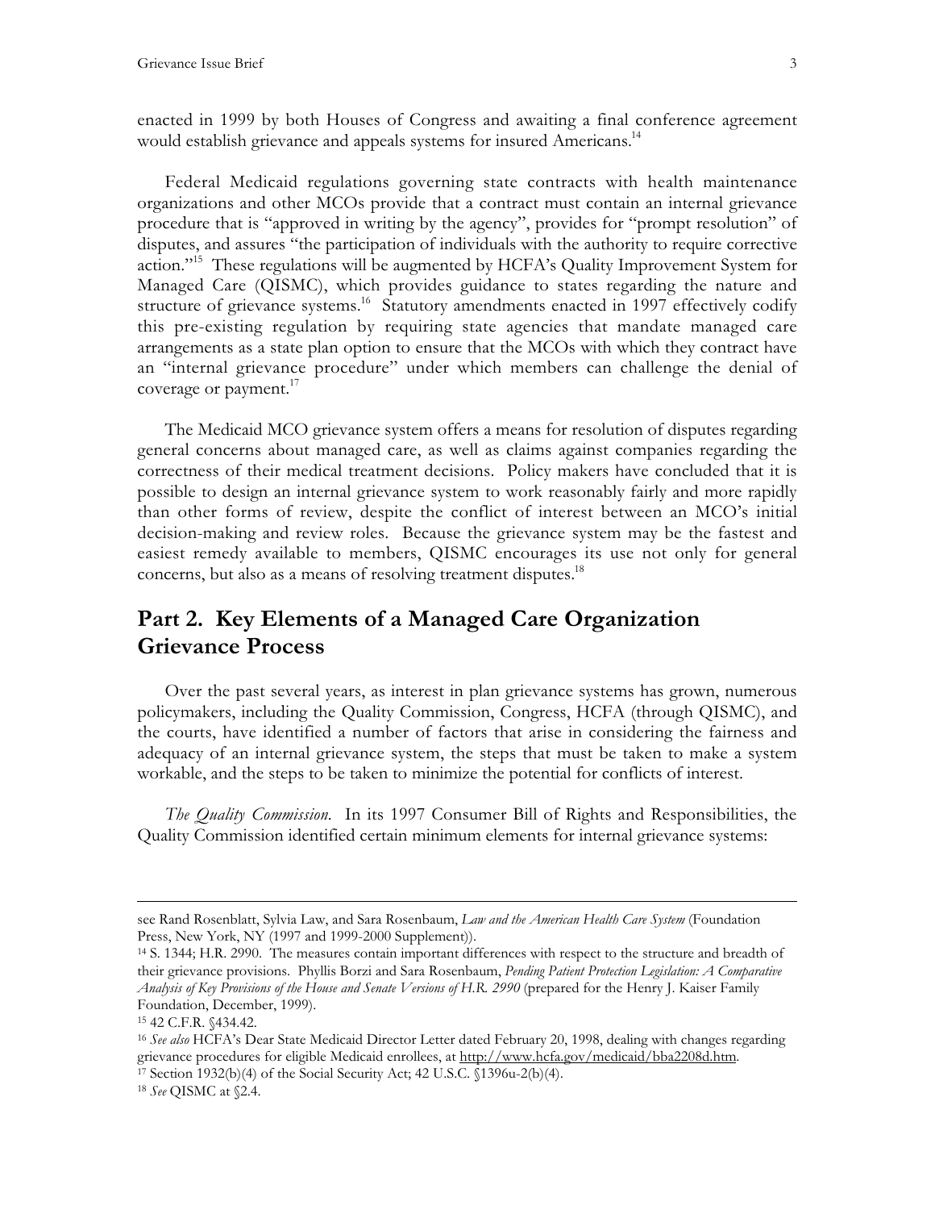enacted in 1999 by both Houses of Congress and awaiting a final conference agreement would establish grievance and appeals systems for insured Americans.[14]

Federal Medicaid regulations governing state contracts with health maintenance organizations and other MCOs provide that a contract must contain an internal grievance procedure that is "approved in writing by the agency", provides for "prompt resolution" of disputes, and assures "the participation of individuals with the authority to require corrective action."[15] These regulations will be augmented by HCFA's Quality Improvement System for Managed Care (QISMC), which provides guidance to states regarding the nature and structure of grievance systems.[16] Statutory amendments enacted in 1997 effectively codify this pre-existing regulation by requiring state agencies that mandate managed care arrangements as a state plan option to ensure that the MCOs with which they contract have an "internal grievance procedure" under which members can challenge the denial of coverage or payment.[17]

The Medicaid MCO grievance system offers a means for resolution of disputes regarding general concerns about managed care, as well as claims against companies regarding the correctness of their medical treatment decisions. Policy makers have concluded that it is possible to design an internal grievance system to work reasonably fairly and more rapidly than other forms of review, despite the conflict of interest between an MCO's initial decision-making and review roles. Because the grievance system may be the fastest and easiest remedy available to members, QISMC encourages its use not only for general concerns, but also as a means of resolving treatment disputes.[18]

## Part 2. Key Elements of a Managed Care Organization Grievance Process

Over the past several years, as interest in plan grievance systems has grown, numerous policymakers, including the Quality Commission, Congress, HCFA (through QISMC), and the courts, have identified a number of factors that arise in considering the fairness and adequacy of an internal grievance system, the steps that must be taken to make a system workable, and the steps to be taken to minimize the potential for conflicts of interest.

*The Quality Commission.* In its 1997 Consumer Bill of Rights and Responsibilities, the Quality Commission identified certain minimum elements for internal grievance systems:

---

see Rand Rosenblatt, Sylvia Law, and Sara Rosenbaum, *Law and the American Health Care System* (Foundation Press, New York, NY (1997 and 1999-2000 Supplement)).

[14] S. 1344; H.R. 2990. The measures contain important differences with respect to the structure and breadth of their grievance provisions. Phyllis Borzi and Sara Rosenbaum, *Pending Patient Protection Legislation: A Comparative Analysis of Key Provisions of the House and Senate Versions of H.R. 2990* (prepared for the Henry J. Kaiser Family Foundation, December, 1999).

[15] 42 C.F.R. §434.42.

[16] *See also* HCFA's Dear State Medicaid Director Letter dated February 20, 1998, dealing with changes regarding grievance procedures for eligible Medicaid enrollees, at http://www.hcfa.gov/medicaid/bba2208d.htm.

[17] Section 1932(b)(4) of the Social Security Act; 42 U.S.C. §1396u-2(b)(4).

[18] *See* QISMC at §2.4.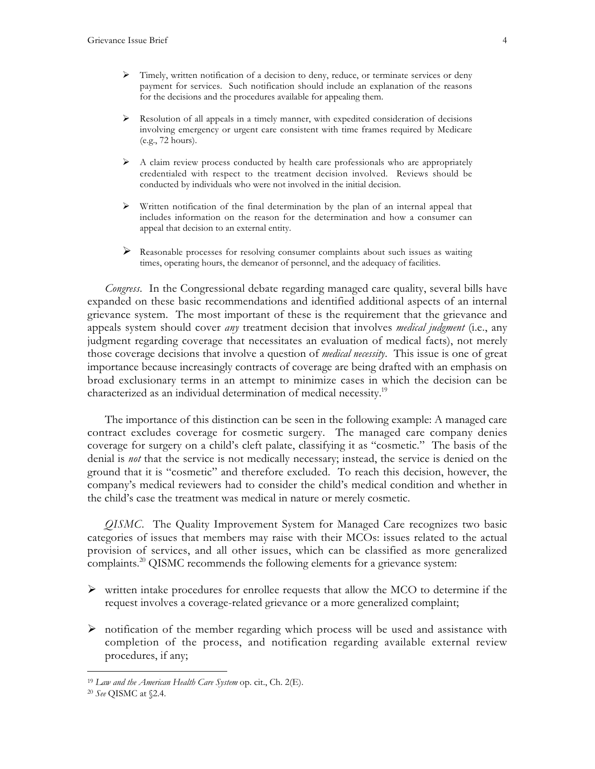- Timely, written notification of a decision to deny, reduce, or terminate services or deny payment for services. Such notification should include an explanation of the reasons for the decisions and the procedures available for appealing them.

- Resolution of all appeals in a timely manner, with expedited consideration of decisions involving emergency or urgent care consistent with time frames required by Medicare (e.g., 72 hours).

- A claim review process conducted by health care professionals who are appropriately credentialed with respect to the treatment decision involved. Reviews should be conducted by individuals who were not involved in the initial decision.

- Written notification of the final determination by the plan of an internal appeal that includes information on the reason for the determination and how a consumer can appeal that decision to an external entity.

- Reasonable processes for resolving consumer complaints about such issues as waiting times, operating hours, the demeanor of personnel, and the adequacy of facilities.

*Congress*. In the Congressional debate regarding managed care quality, several bills have expanded on these basic recommendations and identified additional aspects of an internal grievance system. The most important of these is the requirement that the grievance and appeals system should cover *any* treatment decision that involves *medical judgment* (i.e., any judgment regarding coverage that necessitates an evaluation of medical facts), not merely those coverage decisions that involve a question of *medical necessity*. This issue is one of great importance because increasingly contracts of coverage are being drafted with an emphasis on broad exclusionary terms in an attempt to minimize cases in which the decision can be characterized as an individual determination of medical necessity.[19]

The importance of this distinction can be seen in the following example: A managed care contract excludes coverage for cosmetic surgery. The managed care company denies coverage for surgery on a child's cleft palate, classifying it as "cosmetic." The basis of the denial is *not* that the service is not medically necessary; instead, the service is denied on the ground that it is "cosmetic" and therefore excluded. To reach this decision, however, the company's medical reviewers had to consider the child's medical condition and whether in the child's case the treatment was medical in nature or merely cosmetic.

*QISMC*. The Quality Improvement System for Managed Care recognizes two basic categories of issues that members may raise with their MCOs: issues related to the actual provision of services, and all other issues, which can be classified as more generalized complaints.[20] QISMC recommends the following elements for a grievance system:

- written intake procedures for enrollee requests that allow the MCO to determine if the request involves a coverage-related grievance or a more generalized complaint;

- notification of the member regarding which process will be used and assistance with completion of the process, and notification regarding available external review procedures, if any;

---

[19] *Law and the American Health Care System* op. cit., Ch. 2(E).

[20] *See* QISMC at §2.4.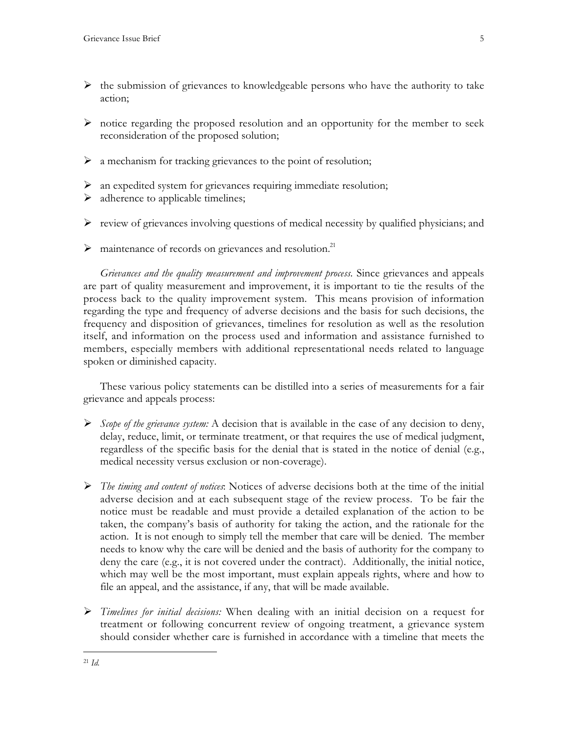- the submission of grievances to knowledgeable persons who have the authority to take action;
- notice regarding the proposed resolution and an opportunity for the member to seek reconsideration of the proposed solution;
- a mechanism for tracking grievances to the point of resolution;
- an expedited system for grievances requiring immediate resolution;
- adherence to applicable timelines;
- review of grievances involving questions of medical necessity by qualified physicians; and
- maintenance of records on grievances and resolution.[21]

*Grievances and the quality measurement and improvement process.* Since grievances and appeals are part of quality measurement and improvement, it is important to tie the results of the process back to the quality improvement system. This means provision of information regarding the type and frequency of adverse decisions and the basis for such decisions, the frequency and disposition of grievances, timelines for resolution as well as the resolution itself, and information on the process used and information and assistance furnished to members, especially members with additional representational needs related to language spoken or diminished capacity.

These various policy statements can be distilled into a series of measurements for a fair grievance and appeals process:

- *Scope of the grievance system:* A decision that is available in the case of any decision to deny, delay, reduce, limit, or terminate treatment, or that requires the use of medical judgment, regardless of the specific basis for the denial that is stated in the notice of denial (e.g., medical necessity versus exclusion or non-coverage).
- *The timing and content of notices*: Notices of adverse decisions both at the time of the initial adverse decision and at each subsequent stage of the review process. To be fair the notice must be readable and must provide a detailed explanation of the action to be taken, the company's basis of authority for taking the action, and the rationale for the action. It is not enough to simply tell the member that care will be denied. The member needs to know why the care will be denied and the basis of authority for the company to deny the care (e.g., it is not covered under the contract). Additionally, the initial notice, which may well be the most important, must explain appeals rights, where and how to file an appeal, and the assistance, if any, that will be made available.
- *Timelines for initial decisions:* When dealing with an initial decision on a request for treatment or following concurrent review of ongoing treatment, a grievance system should consider whether care is furnished in accordance with a timeline that meets the

[21] *Id.*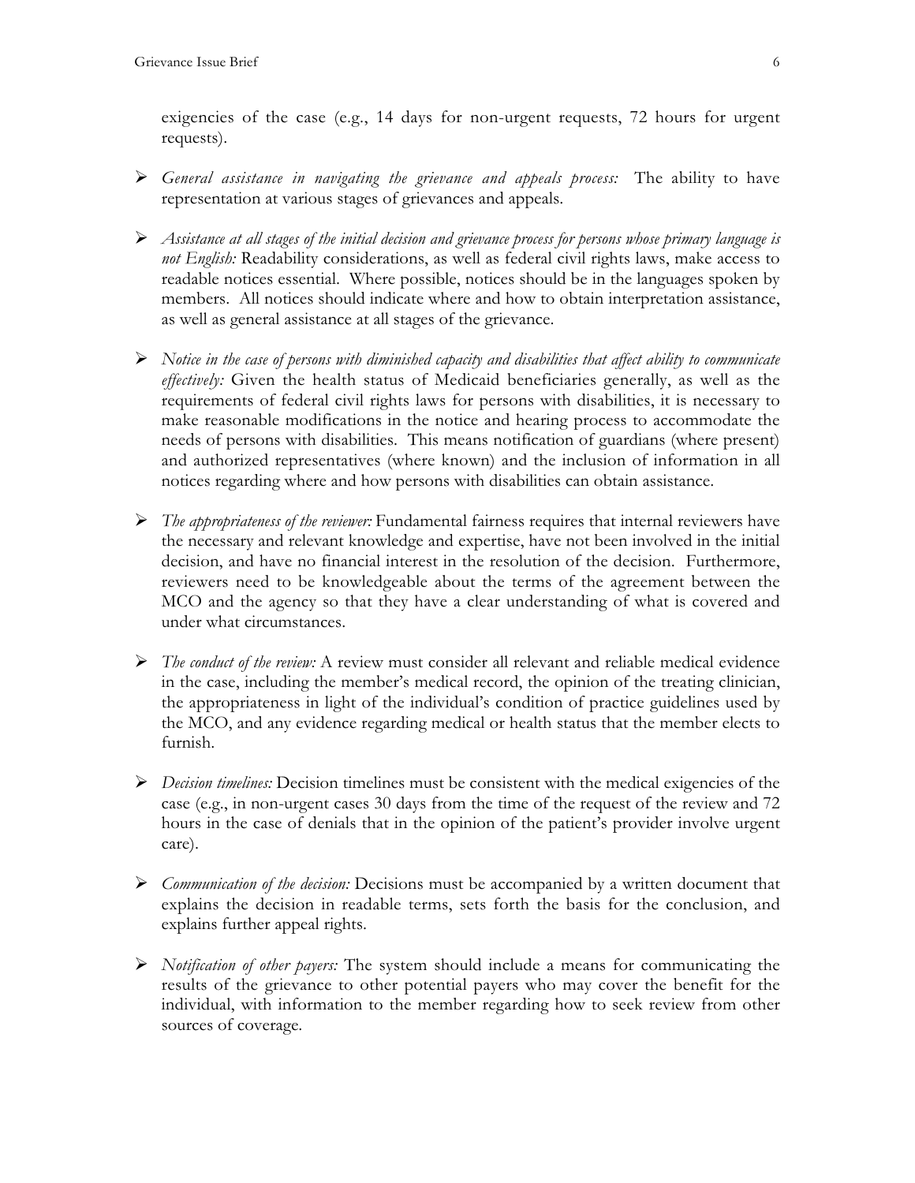exigencies of the case (e.g., 14 days for non-urgent requests, 72 hours for urgent requests).

- *General assistance in navigating the grievance and appeals process:* The ability to have representation at various stages of grievances and appeals.

- *Assistance at all stages of the initial decision and grievance process for persons whose primary language is not English:* Readability considerations, as well as federal civil rights laws, make access to readable notices essential. Where possible, notices should be in the languages spoken by members. All notices should indicate where and how to obtain interpretation assistance, as well as general assistance at all stages of the grievance.

- *Notice in the case of persons with diminished capacity and disabilities that affect ability to communicate effectively:* Given the health status of Medicaid beneficiaries generally, as well as the requirements of federal civil rights laws for persons with disabilities, it is necessary to make reasonable modifications in the notice and hearing process to accommodate the needs of persons with disabilities. This means notification of guardians (where present) and authorized representatives (where known) and the inclusion of information in all notices regarding where and how persons with disabilities can obtain assistance.

- *The appropriateness of the reviewer:* Fundamental fairness requires that internal reviewers have the necessary and relevant knowledge and expertise, have not been involved in the initial decision, and have no financial interest in the resolution of the decision. Furthermore, reviewers need to be knowledgeable about the terms of the agreement between the MCO and the agency so that they have a clear understanding of what is covered and under what circumstances.

- *The conduct of the review:* A review must consider all relevant and reliable medical evidence in the case, including the member's medical record, the opinion of the treating clinician, the appropriateness in light of the individual's condition of practice guidelines used by the MCO, and any evidence regarding medical or health status that the member elects to furnish.

- *Decision timelines:* Decision timelines must be consistent with the medical exigencies of the case (e.g., in non-urgent cases 30 days from the time of the request of the review and 72 hours in the case of denials that in the opinion of the patient's provider involve urgent care).

- *Communication of the decision:* Decisions must be accompanied by a written document that explains the decision in readable terms, sets forth the basis for the conclusion, and explains further appeal rights.

- *Notification of other payers:* The system should include a means for communicating the results of the grievance to other potential payers who may cover the benefit for the individual, with information to the member regarding how to seek review from other sources of coverage.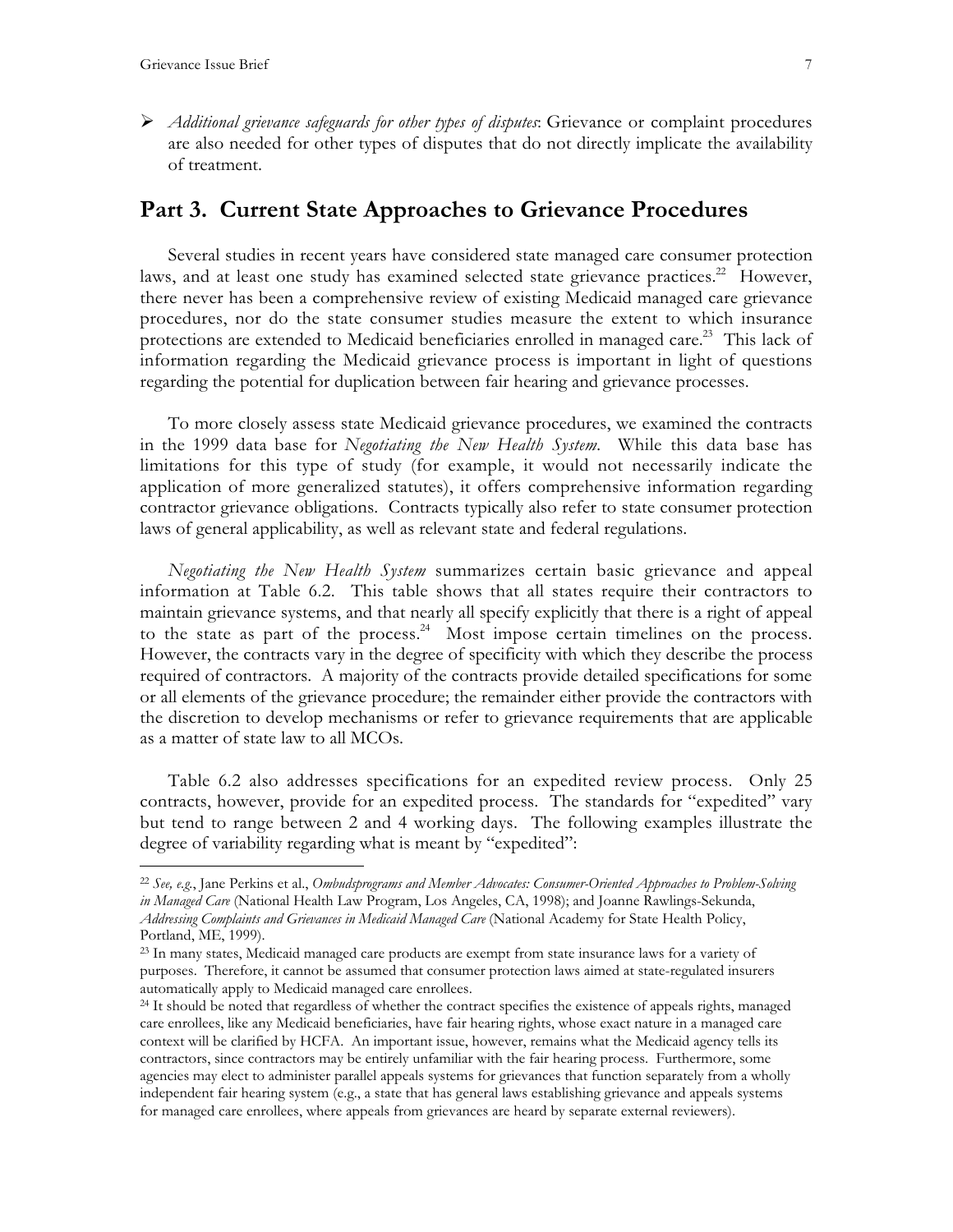- *Additional grievance safeguards for other types of disputes*: Grievance or complaint procedures are also needed for other types of disputes that do not directly implicate the availability of treatment.

## Part 3. Current State Approaches to Grievance Procedures

Several studies in recent years have considered state managed care consumer protection laws, and at least one study has examined selected state grievance practices.[22] However, there never has been a comprehensive review of existing Medicaid managed care grievance procedures, nor do the state consumer studies measure the extent to which insurance protections are extended to Medicaid beneficiaries enrolled in managed care.[23] This lack of information regarding the Medicaid grievance process is important in light of questions regarding the potential for duplication between fair hearing and grievance processes.

To more closely assess state Medicaid grievance procedures, we examined the contracts in the 1999 data base for *Negotiating the New Health System*. While this data base has limitations for this type of study (for example, it would not necessarily indicate the application of more generalized statutes), it offers comprehensive information regarding contractor grievance obligations. Contracts typically also refer to state consumer protection laws of general applicability, as well as relevant state and federal regulations.

*Negotiating the New Health System* summarizes certain basic grievance and appeal information at Table 6.2. This table shows that all states require their contractors to maintain grievance systems, and that nearly all specify explicitly that there is a right of appeal to the state as part of the process.[24] Most impose certain timelines on the process. However, the contracts vary in the degree of specificity with which they describe the process required of contractors. A majority of the contracts provide detailed specifications for some or all elements of the grievance procedure; the remainder either provide the contractors with the discretion to develop mechanisms or refer to grievance requirements that are applicable as a matter of state law to all MCOs.

Table 6.2 also addresses specifications for an expedited review process. Only 25 contracts, however, provide for an expedited process. The standards for "expedited" vary but tend to range between 2 and 4 working days. The following examples illustrate the degree of variability regarding what is meant by "expedited":

---

[22] *See, e.g.*, Jane Perkins et al., *Ombudsprograms and Member Advocates: Consumer-Oriented Approaches to Problem-Solving in Managed Care* (National Health Law Program, Los Angeles, CA, 1998); and Joanne Rawlings-Sekunda, *Addressing Complaints and Grievances in Medicaid Managed Care* (National Academy for State Health Policy, Portland, ME, 1999).

[23] In many states, Medicaid managed care products are exempt from state insurance laws for a variety of purposes. Therefore, it cannot be assumed that consumer protection laws aimed at state-regulated insurers automatically apply to Medicaid managed care enrollees.

[24] It should be noted that regardless of whether the contract specifies the existence of appeals rights, managed care enrollees, like any Medicaid beneficiaries, have fair hearing rights, whose exact nature in a managed care context will be clarified by HCFA. An important issue, however, remains what the Medicaid agency tells its contractors, since contractors may be entirely unfamiliar with the fair hearing process. Furthermore, some agencies may elect to administer parallel appeals systems for grievances that function separately from a wholly independent fair hearing system (e.g., a state that has general laws establishing grievance and appeals systems for managed care enrollees, where appeals from grievances are heard by separate external reviewers).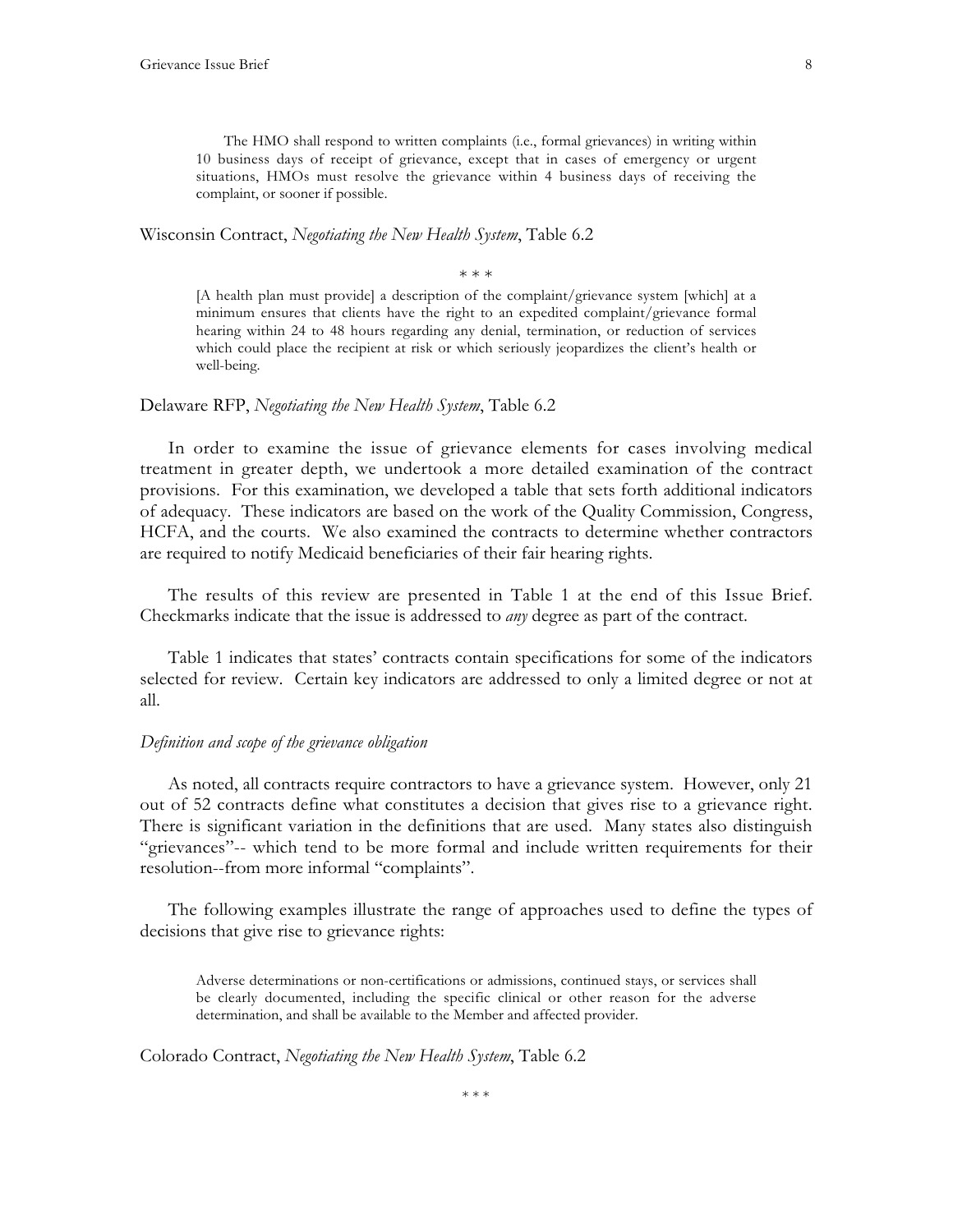> The HMO shall respond to written complaints (i.e., formal grievances) in writing within 10 business days of receipt of grievance, except that in cases of emergency or urgent situations, HMOs must resolve the grievance within 4 business days of receiving the complaint, or sooner if possible.

Wisconsin Contract, *Negotiating the New Health System*, Table 6.2

\* \* \*

> [A health plan must provide] a description of the complaint/grievance system [which] at a minimum ensures that clients have the right to an expedited complaint/grievance formal hearing within 24 to 48 hours regarding any denial, termination, or reduction of services which could place the recipient at risk or which seriously jeopardizes the client's health or well-being.

Delaware RFP, *Negotiating the New Health System*, Table 6.2

In order to examine the issue of grievance elements for cases involving medical treatment in greater depth, we undertook a more detailed examination of the contract provisions. For this examination, we developed a table that sets forth additional indicators of adequacy. These indicators are based on the work of the Quality Commission, Congress, HCFA, and the courts. We also examined the contracts to determine whether contractors are required to notify Medicaid beneficiaries of their fair hearing rights.

The results of this review are presented in Table 1 at the end of this Issue Brief. Checkmarks indicate that the issue is addressed to *any* degree as part of the contract.

Table 1 indicates that states' contracts contain specifications for some of the indicators selected for review. Certain key indicators are addressed to only a limited degree or not at all.

*Definition and scope of the grievance obligation*

As noted, all contracts require contractors to have a grievance system. However, only 21 out of 52 contracts define what constitutes a decision that gives rise to a grievance right. There is significant variation in the definitions that are used. Many states also distinguish "grievances"-- which tend to be more formal and include written requirements for their resolution--from more informal "complaints".

The following examples illustrate the range of approaches used to define the types of decisions that give rise to grievance rights:

> Adverse determinations or non-certifications or admissions, continued stays, or services shall be clearly documented, including the specific clinical or other reason for the adverse determination, and shall be available to the Member and affected provider.

Colorado Contract, *Negotiating the New Health System*, Table 6.2

\* \* \*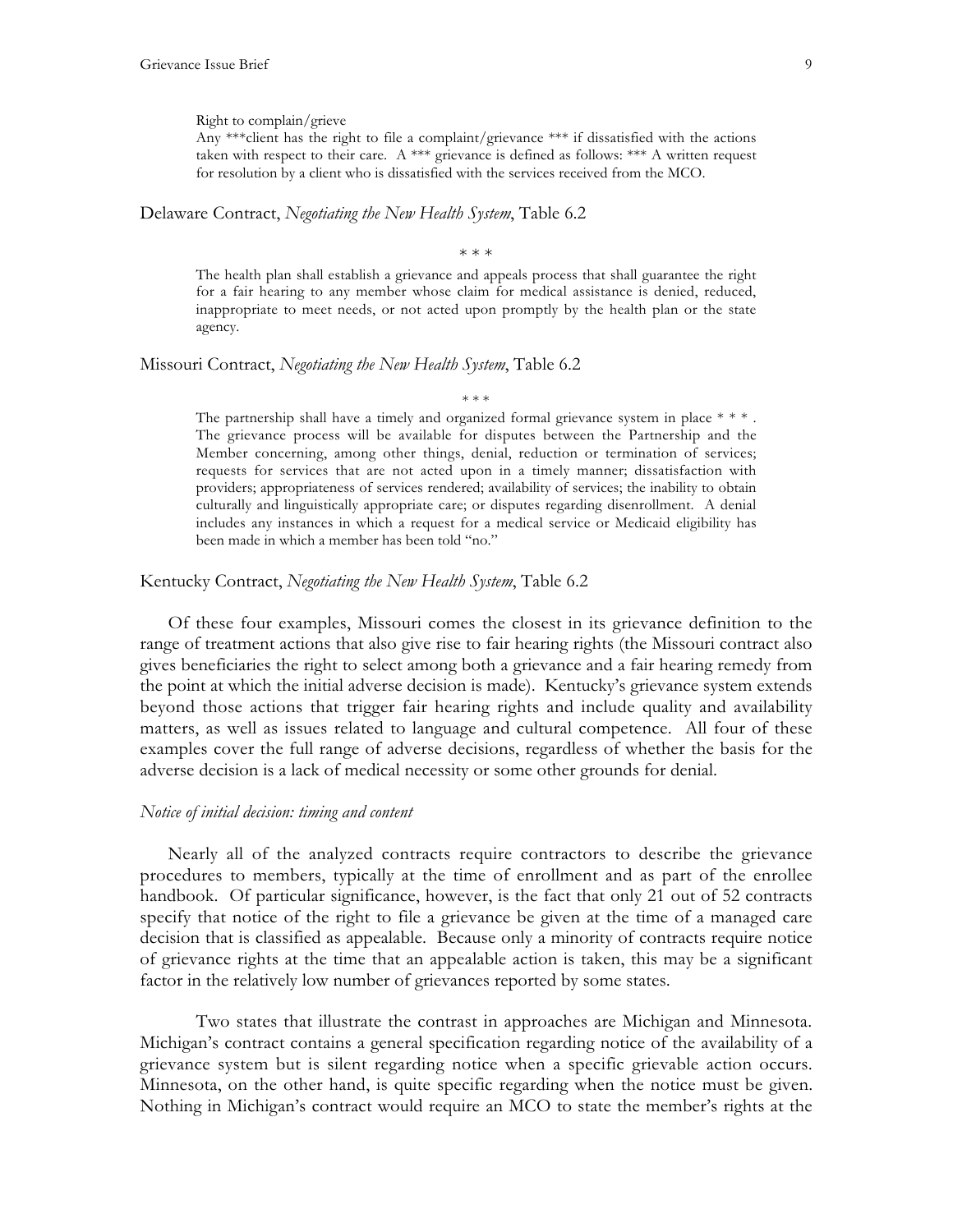> Right to complain/grieve
> Any ***client has the right to file a complaint/grievance *** if dissatisfied with the actions taken with respect to their care. A *** grievance is defined as follows: *** A written request for resolution by a client who is dissatisfied with the services received from the MCO.

Delaware Contract, *Negotiating the New Health System*, Table 6.2

\* \* \*

> The health plan shall establish a grievance and appeals process that shall guarantee the right for a fair hearing to any member whose claim for medical assistance is denied, reduced, inappropriate to meet needs, or not acted upon promptly by the health plan or the state agency.

Missouri Contract, *Negotiating the New Health System*, Table 6.2

\* \* \*

> The partnership shall have a timely and organized formal grievance system in place * * * . The grievance process will be available for disputes between the Partnership and the Member concerning, among other things, denial, reduction or termination of services; requests for services that are not acted upon in a timely manner; dissatisfaction with providers; appropriateness of services rendered; availability of services; the inability to obtain culturally and linguistically appropriate care; or disputes regarding disenrollment. A denial includes any instances in which a request for a medical service or Medicaid eligibility has been made in which a member has been told "no."

Kentucky Contract, *Negotiating the New Health System*, Table 6.2

Of these four examples, Missouri comes the closest in its grievance definition to the range of treatment actions that also give rise to fair hearing rights (the Missouri contract also gives beneficiaries the right to select among both a grievance and a fair hearing remedy from the point at which the initial adverse decision is made). Kentucky's grievance system extends beyond those actions that trigger fair hearing rights and include quality and availability matters, as well as issues related to language and cultural competence. All four of these examples cover the full range of adverse decisions, regardless of whether the basis for the adverse decision is a lack of medical necessity or some other grounds for denial.

*Notice of initial decision: timing and content*

Nearly all of the analyzed contracts require contractors to describe the grievance procedures to members, typically at the time of enrollment and as part of the enrollee handbook. Of particular significance, however, is the fact that only 21 out of 52 contracts specify that notice of the right to file a grievance be given at the time of a managed care decision that is classified as appealable. Because only a minority of contracts require notice of grievance rights at the time that an appealable action is taken, this may be a significant factor in the relatively low number of grievances reported by some states.

Two states that illustrate the contrast in approaches are Michigan and Minnesota. Michigan's contract contains a general specification regarding notice of the availability of a grievance system but is silent regarding notice when a specific grievable action occurs. Minnesota, on the other hand, is quite specific regarding when the notice must be given. Nothing in Michigan's contract would require an MCO to state the member's rights at the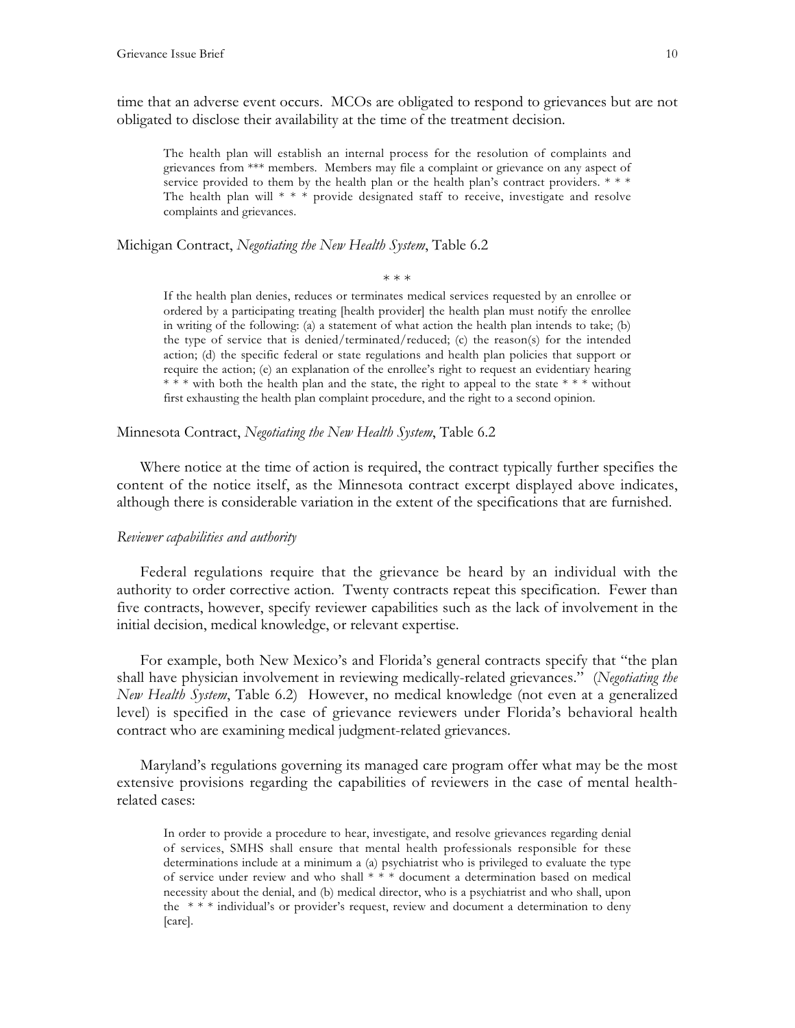time that an adverse event occurs. MCOs are obligated to respond to grievances but are not obligated to disclose their availability at the time of the treatment decision.

> The health plan will establish an internal process for the resolution of complaints and grievances from *** members. Members may file a complaint or grievance on any aspect of service provided to them by the health plan or the health plan's contract providers. * * * The health plan will * * * provide designated staff to receive, investigate and resolve complaints and grievances.

Michigan Contract, *Negotiating the New Health System*, Table 6.2

\* \* \*

> If the health plan denies, reduces or terminates medical services requested by an enrollee or ordered by a participating treating [health provider] the health plan must notify the enrollee in writing of the following: (a) a statement of what action the health plan intends to take; (b) the type of service that is denied/terminated/reduced; (c) the reason(s) for the intended action; (d) the specific federal or state regulations and health plan policies that support or require the action; (e) an explanation of the enrollee's right to request an evidentiary hearing * * * with both the health plan and the state, the right to appeal to the state * * * without first exhausting the health plan complaint procedure, and the right to a second opinion.

Minnesota Contract, *Negotiating the New Health System*, Table 6.2

Where notice at the time of action is required, the contract typically further specifies the content of the notice itself, as the Minnesota contract excerpt displayed above indicates, although there is considerable variation in the extent of the specifications that are furnished.

*Reviewer capabilities and authority*

Federal regulations require that the grievance be heard by an individual with the authority to order corrective action. Twenty contracts repeat this specification. Fewer than five contracts, however, specify reviewer capabilities such as the lack of involvement in the initial decision, medical knowledge, or relevant expertise.

For example, both New Mexico's and Florida's general contracts specify that "the plan shall have physician involvement in reviewing medically-related grievances." (*Negotiating the New Health System*, Table 6.2) However, no medical knowledge (not even at a generalized level) is specified in the case of grievance reviewers under Florida's behavioral health contract who are examining medical judgment-related grievances.

Maryland's regulations governing its managed care program offer what may be the most extensive provisions regarding the capabilities of reviewers in the case of mental health-related cases:

> In order to provide a procedure to hear, investigate, and resolve grievances regarding denial of services, SMHS shall ensure that mental health professionals responsible for these determinations include at a minimum a (a) psychiatrist who is privileged to evaluate the type of service under review and who shall * * * document a determination based on medical necessity about the denial, and (b) medical director, who is a psychiatrist and who shall, upon the * * * individual's or provider's request, review and document a determination to deny [care].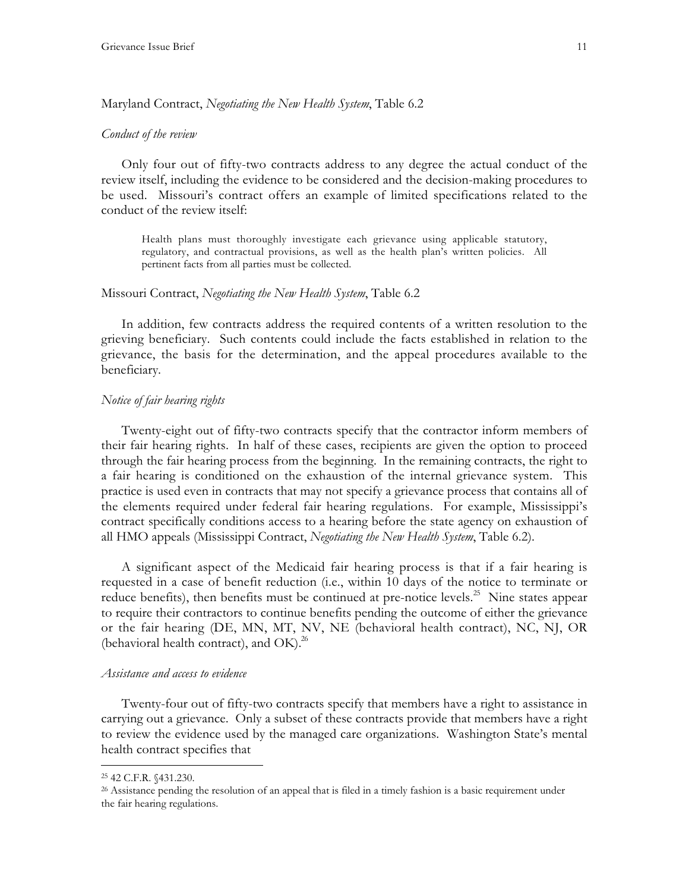Maryland Contract, *Negotiating the New Health System*, Table 6.2

### *Conduct of the review*

Only four out of fifty-two contracts address to any degree the actual conduct of the review itself, including the evidence to be considered and the decision-making procedures to be used. Missouri's contract offers an example of limited specifications related to the conduct of the review itself:

> Health plans must thoroughly investigate each grievance using applicable statutory, regulatory, and contractual provisions, as well as the health plan's written policies. All pertinent facts from all parties must be collected.

Missouri Contract, *Negotiating the New Health System*, Table 6.2

In addition, few contracts address the required contents of a written resolution to the grieving beneficiary. Such contents could include the facts established in relation to the grievance, the basis for the determination, and the appeal procedures available to the beneficiary.

### *Notice of fair hearing rights*

Twenty-eight out of fifty-two contracts specify that the contractor inform members of their fair hearing rights. In half of these cases, recipients are given the option to proceed through the fair hearing process from the beginning. In the remaining contracts, the right to a fair hearing is conditioned on the exhaustion of the internal grievance system. This practice is used even in contracts that may not specify a grievance process that contains all of the elements required under federal fair hearing regulations. For example, Mississippi's contract specifically conditions access to a hearing before the state agency on exhaustion of all HMO appeals (Mississippi Contract, *Negotiating the New Health System*, Table 6.2).

A significant aspect of the Medicaid fair hearing process is that if a fair hearing is requested in a case of benefit reduction (i.e., within 10 days of the notice to terminate or reduce benefits), then benefits must be continued at pre-notice levels.[25] Nine states appear to require their contractors to continue benefits pending the outcome of either the grievance or the fair hearing (DE, MN, MT, NV, NE (behavioral health contract), NC, NJ, OR (behavioral health contract), and OK).[26]

### *Assistance and access to evidence*

Twenty-four out of fifty-two contracts specify that members have a right to assistance in carrying out a grievance. Only a subset of these contracts provide that members have a right to review the evidence used by the managed care organizations. Washington State's mental health contract specifies that

---

[25] 42 C.F.R. §431.230.

[26] Assistance pending the resolution of an appeal that is filed in a timely fashion is a basic requirement under the fair hearing regulations.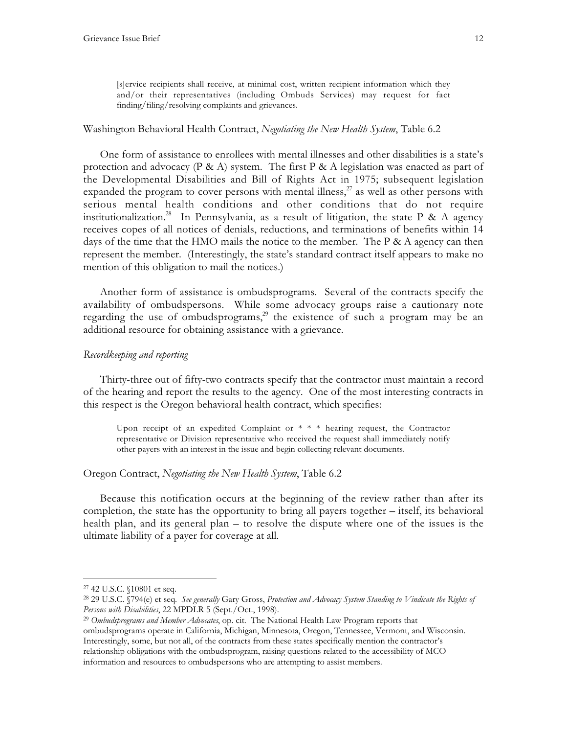> [s]ervice recipients shall receive, at minimal cost, written recipient information which they and/or their representatives (including Ombuds Services) may request for fact finding/filing/resolving complaints and grievances.

Washington Behavioral Health Contract, *Negotiating the New Health System*, Table 6.2

One form of assistance to enrollees with mental illnesses and other disabilities is a state's protection and advocacy (P & A) system. The first P & A legislation was enacted as part of the Developmental Disabilities and Bill of Rights Act in 1975; subsequent legislation expanded the program to cover persons with mental illness,[27] as well as other persons with serious mental health conditions and other conditions that do not require institutionalization.[28] In Pennsylvania, as a result of litigation, the state P & A agency receives copes of all notices of denials, reductions, and terminations of benefits within 14 days of the time that the HMO mails the notice to the member. The P & A agency can then represent the member. (Interestingly, the state's standard contract itself appears to make no mention of this obligation to mail the notices.)

Another form of assistance is ombudsprograms. Several of the contracts specify the availability of ombudspersons. While some advocacy groups raise a cautionary note regarding the use of ombudsprograms,[29] the existence of such a program may be an additional resource for obtaining assistance with a grievance.

*Recordkeeping and reporting*

Thirty-three out of fifty-two contracts specify that the contractor must maintain a record of the hearing and report the results to the agency. One of the most interesting contracts in this respect is the Oregon behavioral health contract, which specifies:

> Upon receipt of an expedited Complaint or * * * hearing request, the Contractor representative or Division representative who received the request shall immediately notify other payers with an interest in the issue and begin collecting relevant documents.

Oregon Contract, *Negotiating the New Health System*, Table 6.2

Because this notification occurs at the beginning of the review rather than after its completion, the state has the opportunity to bring all payers together – itself, its behavioral health plan, and its general plan – to resolve the dispute where one of the issues is the ultimate liability of a payer for coverage at all.

---

[27] 42 U.S.C. §10801 et seq.

[28] 29 U.S.C. §794(e) et seq. *See generally* Gary Gross, *Protection and Advocacy System Standing to Vindicate the Rights of Persons with Disabilities*, 22 MPDLR 5 (Sept./Oct., 1998).

[29] *Ombudsprograms and Member Advocates*, op. cit. The National Health Law Program reports that ombudsprograms operate in California, Michigan, Minnesota, Oregon, Tennessee, Vermont, and Wisconsin. Interestingly, some, but not all, of the contracts from these states specifically mention the contractor's relationship obligations with the ombudsprogram, raising questions related to the accessibility of MCO information and resources to ombudspersons who are attempting to assist members.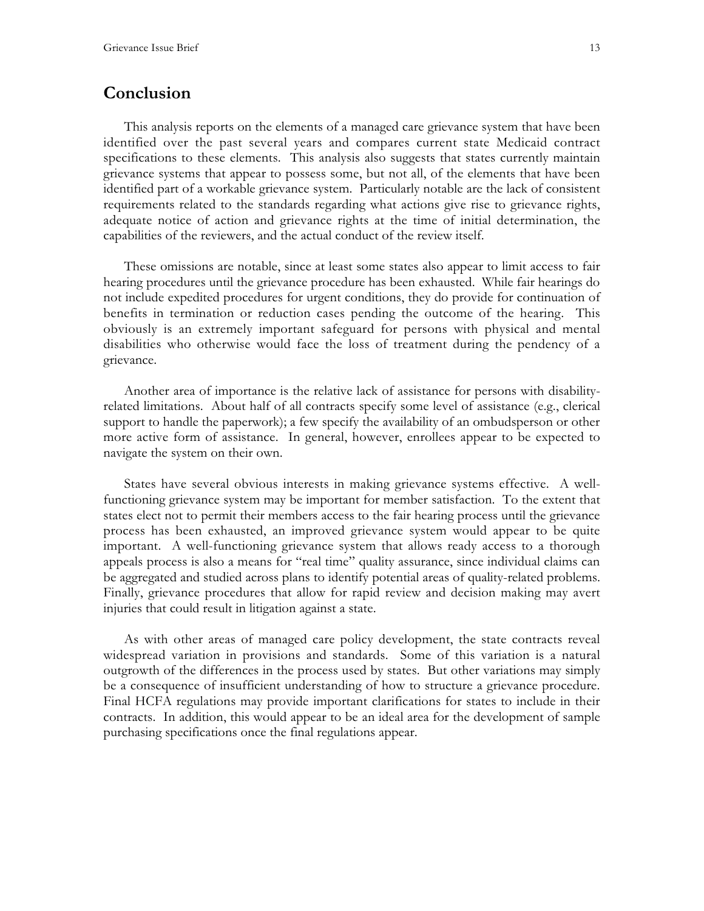## Conclusion

This analysis reports on the elements of a managed care grievance system that have been identified over the past several years and compares current state Medicaid contract specifications to these elements. This analysis also suggests that states currently maintain grievance systems that appear to possess some, but not all, of the elements that have been identified part of a workable grievance system. Particularly notable are the lack of consistent requirements related to the standards regarding what actions give rise to grievance rights, adequate notice of action and grievance rights at the time of initial determination, the capabilities of the reviewers, and the actual conduct of the review itself.

These omissions are notable, since at least some states also appear to limit access to fair hearing procedures until the grievance procedure has been exhausted. While fair hearings do not include expedited procedures for urgent conditions, they do provide for continuation of benefits in termination or reduction cases pending the outcome of the hearing. This obviously is an extremely important safeguard for persons with physical and mental disabilities who otherwise would face the loss of treatment during the pendency of a grievance.

Another area of importance is the relative lack of assistance for persons with disability-related limitations. About half of all contracts specify some level of assistance (e.g., clerical support to handle the paperwork); a few specify the availability of an ombudsperson or other more active form of assistance. In general, however, enrollees appear to be expected to navigate the system on their own.

States have several obvious interests in making grievance systems effective. A well-functioning grievance system may be important for member satisfaction. To the extent that states elect not to permit their members access to the fair hearing process until the grievance process has been exhausted, an improved grievance system would appear to be quite important. A well-functioning grievance system that allows ready access to a thorough appeals process is also a means for "real time" quality assurance, since individual claims can be aggregated and studied across plans to identify potential areas of quality-related problems. Finally, grievance procedures that allow for rapid review and decision making may avert injuries that could result in litigation against a state.

As with other areas of managed care policy development, the state contracts reveal widespread variation in provisions and standards. Some of this variation is a natural outgrowth of the differences in the process used by states. But other variations may simply be a consequence of insufficient understanding of how to structure a grievance procedure. Final HCFA regulations may provide important clarifications for states to include in their contracts. In addition, this would appear to be an ideal area for the development of sample purchasing specifications once the final regulations appear.